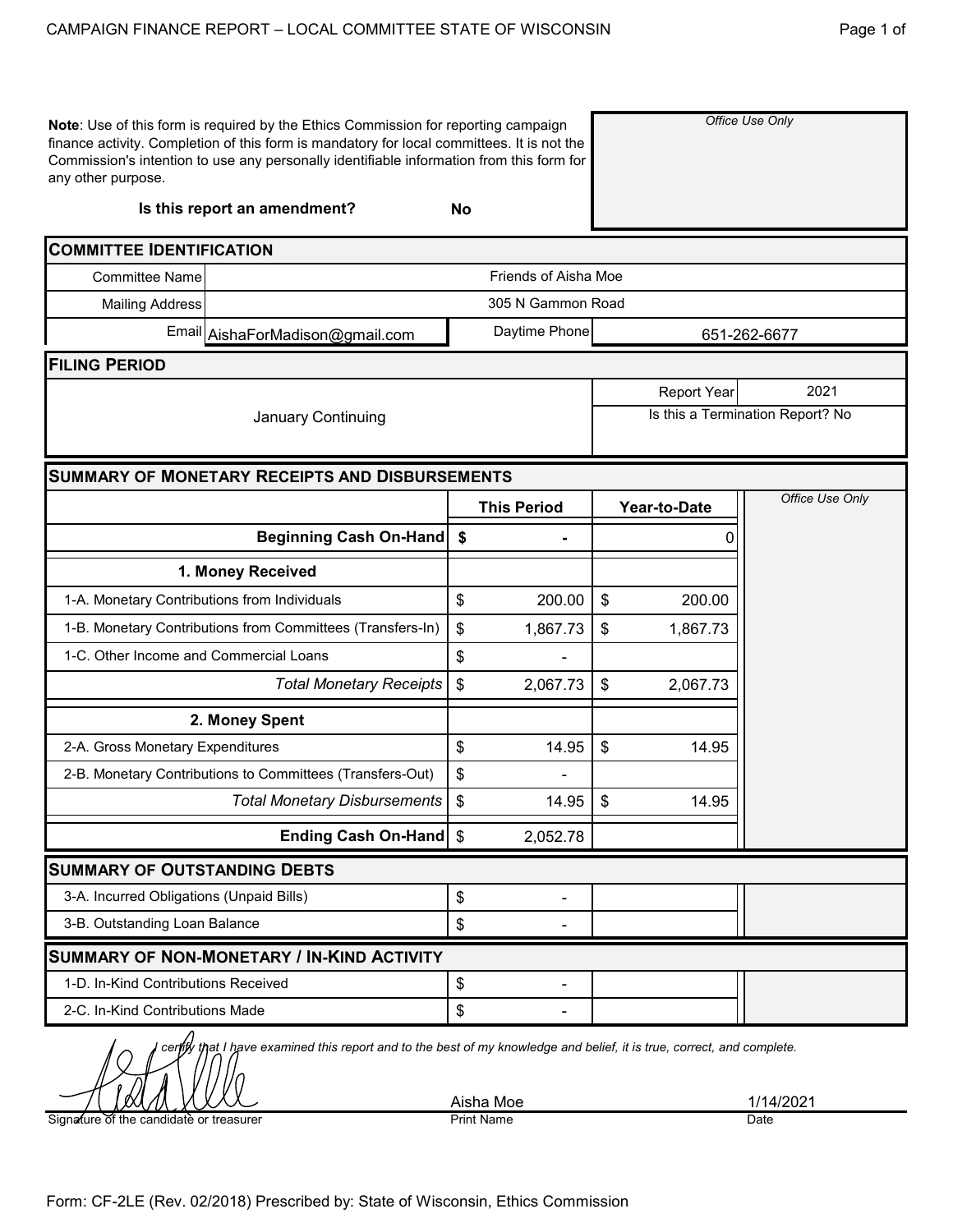# CAMPAIGN FINANCE REPORT – LOCAL COMMITTEE STATE OF WISCONSIN

**Note**: Use of this form is required by the Ethics Commission for reporting campaign finance activity. Completion of this form is mandatory for local committees. It is not the Commission's intention to use any personally identifiable information from this form for any other purpose.

*Office Use Only*

**Is this report an amendment?** No

## COMMITTEE IDENTIFICATION

| | | | |
|---|---|---|---|
| Committee Name | Friends of Aisha Moe | | |
| Mailing Address | 305 N Gammon Road | | |
| Email | AishaForMadison@gmail.com | Daytime Phone | 651-262-6677 |

## FILING PERIOD

| | | |
|---|---|---|
| January Continuing | Report Year | 2021 |
| | Is this a Termination Report? No | |

## SUMMARY OF MONETARY RECEIPTS AND DISBURSEMENTS

| | This Period | Year-to-Date | *Office Use Only* |
|---|---|---|---|
| **Beginning Cash On-Hand** | $ - | 0 | |
| **1. Money Received** | | | |
| 1-A. Monetary Contributions from Individuals | $ 200.00 | $ 200.00 | |
| 1-B. Monetary Contributions from Committees (Transfers-In) | $ 1,867.73 | $ 1,867.73 | |
| 1-C. Other Income and Commercial Loans | $ - | | |
| *Total Monetary Receipts* | $ 2,067.73 | $ 2,067.73 | |
| **2. Money Spent** | | | |
| 2-A. Gross Monetary Expenditures | $ 14.95 | $ 14.95 | |
| 2-B. Monetary Contributions to Committees (Transfers-Out) | $ - | | |
| *Total Monetary Disbursements* | $ 14.95 | $ 14.95 | |
| **Ending Cash On-Hand** | $ 2,052.78 | | |

## SUMMARY OF OUTSTANDING DEBTS

| | | | |
|---|---|---|---|
| 3-A. Incurred Obligations (Unpaid Bills) | $ - | | |
| 3-B. Outstanding Loan Balance | $ - | | |

## SUMMARY OF NON-MONETARY / IN-KIND ACTIVITY

| | | | |
|---|---|---|---|
| 1-D. In-Kind Contributions Received | $ - | | |
| 2-C. In-Kind Contributions Made | $ - | | |

*I certify that I have examined this report and to the best of my knowledge and belief, it is true, correct, and complete.*

| Signature of the candidate or treasurer | Print Name | Date |
|---|---|---|
| [signature] | Aisha Moe | 1/14/2021 |

Form: CF-2LE (Rev. 02/2018) Prescribed by: State of Wisconsin, Ethics Commission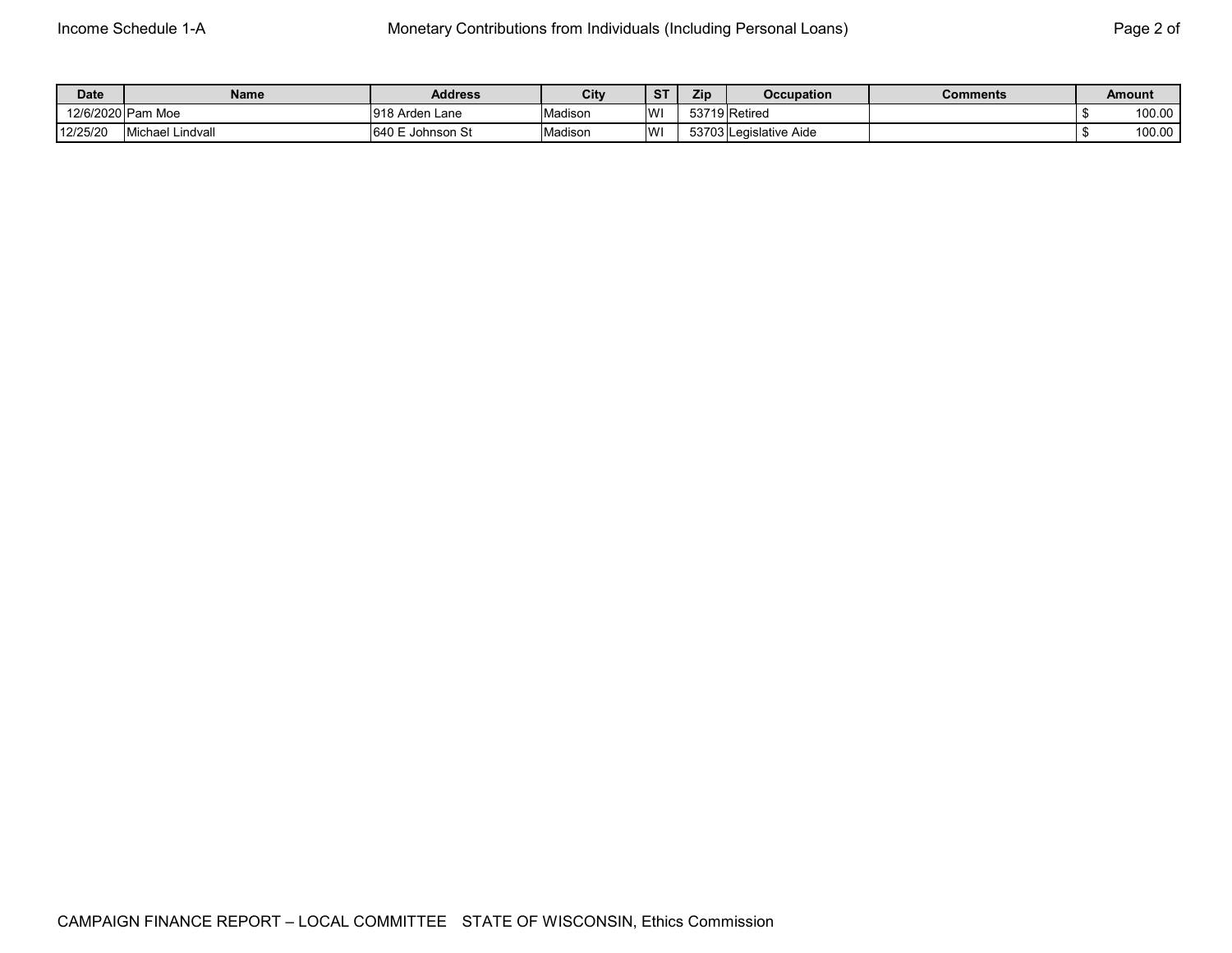| Date | Name | Address | City | ST | Zip | Occupation | Comments | Amount |
|---|---|---|---|---|---|---|---|---|
| 12/6/2020 | Pam Moe | 918 Arden Lane | Madison | WI | 53719 | Retired | | $ 100.00 |
| 12/25/20 | Michael Lindvall | 640 E Johnson St | Madison | WI | 53703 | Legislative Aide | | $ 100.00 |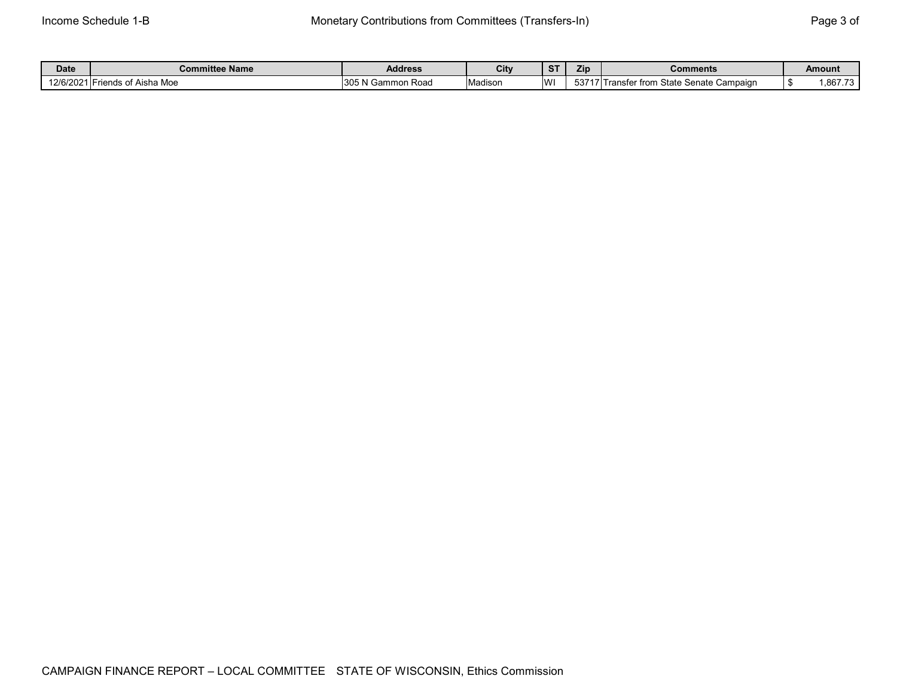Income Schedule 1-B

Monetary Contributions from Committees (Transfers-In)

| Date | Committee Name | Address | City | ST | Zip | Comments | Amount |
|---|---|---|---|---|---|---|---|
| 12/6/2021 | Friends of Aisha Moe | 305 N Gammon Road | Madison | WI | 53717 | Transfer from State Senate Campaign | $ 1,867.73 |

CAMPAIGN FINANCE REPORT – LOCAL COMMITTEE STATE OF WISCONSIN, Ethics Commission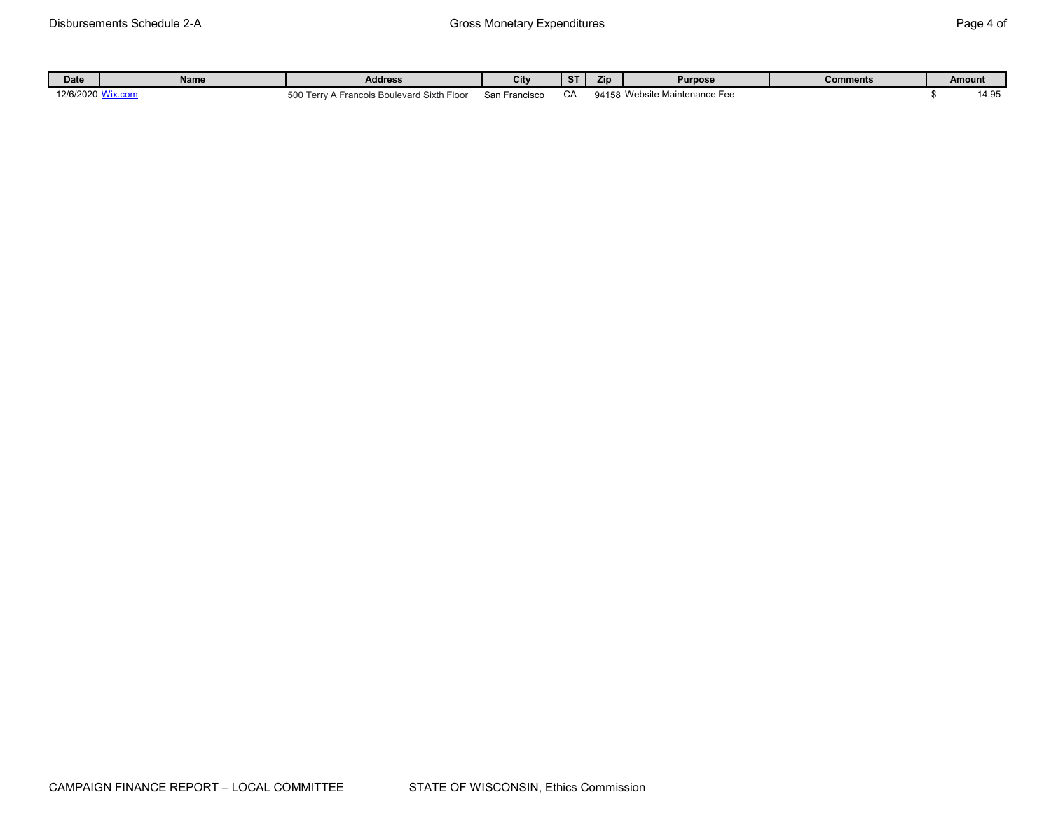| Date | Name | Address | City | ST | Zip | Purpose | Comments | Amount |
|---|---|---|---|---|---|---|---|---|
| 12/6/2020 | Wix.com | 500 Terry A Francois Boulevard Sixth Floor | San Francisco | CA | 94158 | Website Maintenance Fee | | $ 14.95 |